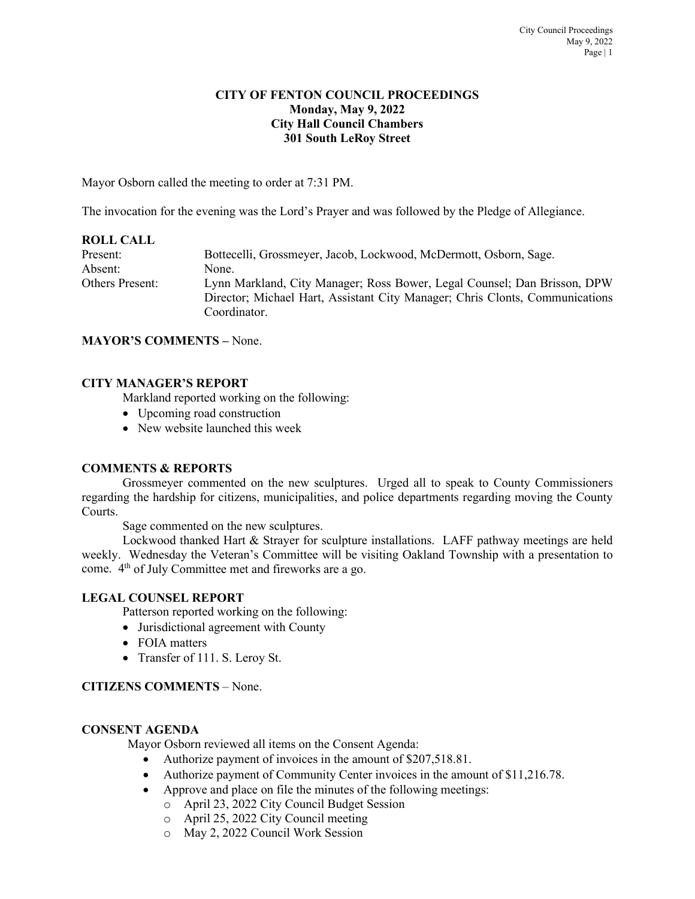# CITY OF FENTON COUNCIL PROCEEDINGS
## Monday, May 9, 2022
## City Hall Council Chambers
## 301 South LeRoy Street

Mayor Osborn called the meeting to order at 7:31 PM.

The invocation for the evening was the Lord's Prayer and was followed by the Pledge of Allegiance.

**ROLL CALL**

| | |
|---|---|
| Present: | Bottecelli, Grossmeyer, Jacob, Lockwood, McDermott, Osborn, Sage. |
| Absent: | None. |
| Others Present: | Lynn Markland, City Manager; Ross Bower, Legal Counsel; Dan Brisson, DPW Director; Michael Hart, Assistant City Manager; Chris Clonts, Communications Coordinator. |

**MAYOR'S COMMENTS –** None.

**CITY MANAGER'S REPORT**

Markland reported working on the following:

- Upcoming road construction
- New website launched this week

**COMMENTS & REPORTS**

Grossmeyer commented on the new sculptures. Urged all to speak to County Commissioners regarding the hardship for citizens, municipalities, and police departments regarding moving the County Courts.

Sage commented on the new sculptures.

Lockwood thanked Hart & Strayer for sculpture installations. LAFF pathway meetings are held weekly. Wednesday the Veteran's Committee will be visiting Oakland Township with a presentation to come. 4th of July Committee met and fireworks are a go.

**LEGAL COUNSEL REPORT**

Patterson reported working on the following:

- Jurisdictional agreement with County
- FOIA matters
- Transfer of 111. S. Leroy St.

**CITIZENS COMMENTS** – None.

**CONSENT AGENDA**

Mayor Osborn reviewed all items on the Consent Agenda:

- Authorize payment of invoices in the amount of $207,518.81.
- Authorize payment of Community Center invoices in the amount of $11,216.78.
- Approve and place on file the minutes of the following meetings:
  - April 23, 2022 City Council Budget Session
  - April 25, 2022 City Council meeting
  - May 2, 2022 Council Work Session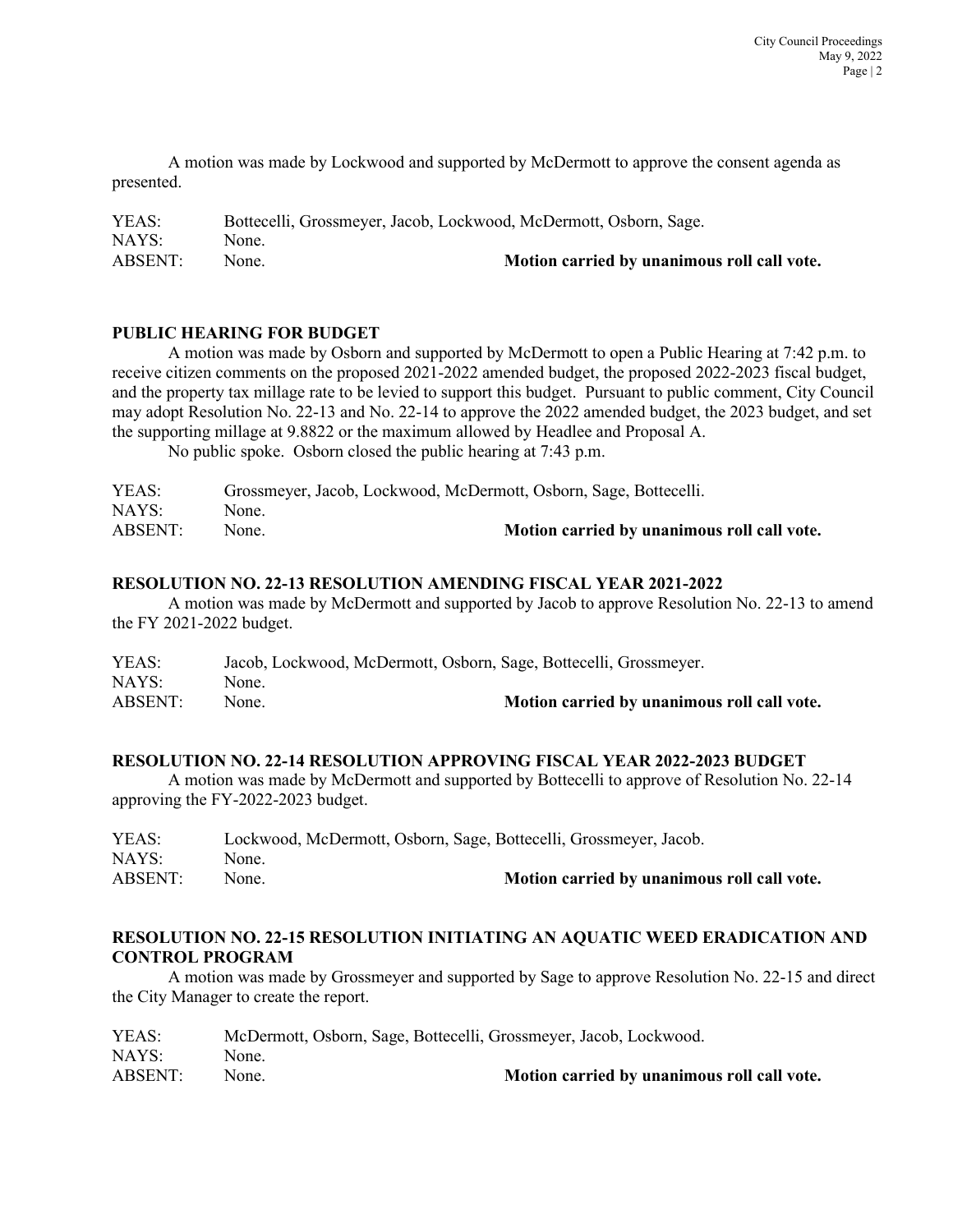A motion was made by Lockwood and supported by McDermott to approve the consent agenda as presented.

YEAS: Bottecelli, Grossmeyer, Jacob, Lockwood, McDermott, Osborn, Sage.
NAYS: None.
ABSENT: None. **Motion carried by unanimous roll call vote.**

## PUBLIC HEARING FOR BUDGET

A motion was made by Osborn and supported by McDermott to open a Public Hearing at 7:42 p.m. to receive citizen comments on the proposed 2021-2022 amended budget, the proposed 2022-2023 fiscal budget, and the property tax millage rate to be levied to support this budget. Pursuant to public comment, City Council may adopt Resolution No. 22-13 and No. 22-14 to approve the 2022 amended budget, the 2023 budget, and set the supporting millage at 9.8822 or the maximum allowed by Headlee and Proposal A.

No public spoke. Osborn closed the public hearing at 7:43 p.m.

YEAS: Grossmeyer, Jacob, Lockwood, McDermott, Osborn, Sage, Bottecelli.
NAYS: None.
ABSENT: None. **Motion carried by unanimous roll call vote.**

## RESOLUTION NO. 22-13 RESOLUTION AMENDING FISCAL YEAR 2021-2022

A motion was made by McDermott and supported by Jacob to approve Resolution No. 22-13 to amend the FY 2021-2022 budget.

YEAS: Jacob, Lockwood, McDermott, Osborn, Sage, Bottecelli, Grossmeyer.
NAYS: None.
ABSENT: None. **Motion carried by unanimous roll call vote.**

## RESOLUTION NO. 22-14 RESOLUTION APPROVING FISCAL YEAR 2022-2023 BUDGET

A motion was made by McDermott and supported by Bottecelli to approve of Resolution No. 22-14 approving the FY-2022-2023 budget.

YEAS: Lockwood, McDermott, Osborn, Sage, Bottecelli, Grossmeyer, Jacob.
NAYS: None.
ABSENT: None. **Motion carried by unanimous roll call vote.**

## RESOLUTION NO. 22-15 RESOLUTION INITIATING AN AQUATIC WEED ERADICATION AND CONTROL PROGRAM

A motion was made by Grossmeyer and supported by Sage to approve Resolution No. 22-15 and direct the City Manager to create the report.

YEAS: McDermott, Osborn, Sage, Bottecelli, Grossmeyer, Jacob, Lockwood.
NAYS: None.
ABSENT: None. **Motion carried by unanimous roll call vote.**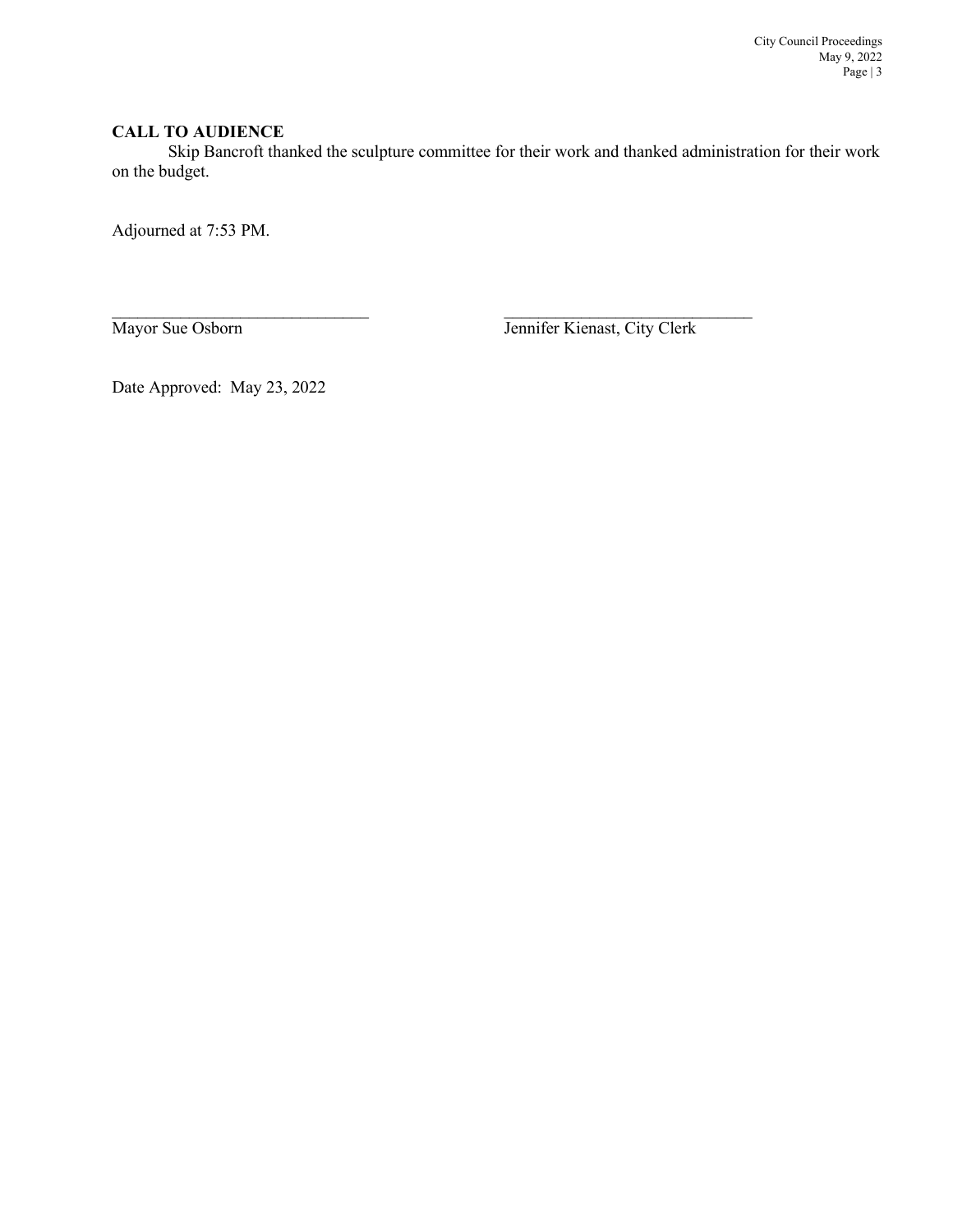**CALL TO AUDIENCE**

Skip Bancroft thanked the sculpture committee for their work and thanked administration for their work on the budget.

Adjourned at 7:53 PM.

\_\_\_\_\_\_\_\_\_\_\_\_\_\_\_\_\_\_\_\_\_\_\_\_\_\_\_\_\_\_ \_\_\_\_\_\_\_\_\_\_\_\_\_\_\_\_\_\_\_\_\_\_\_\_\_\_\_\_\_\_

Mayor Sue Osborn Jennifer Kienast, City Clerk

Date Approved: May 23, 2022